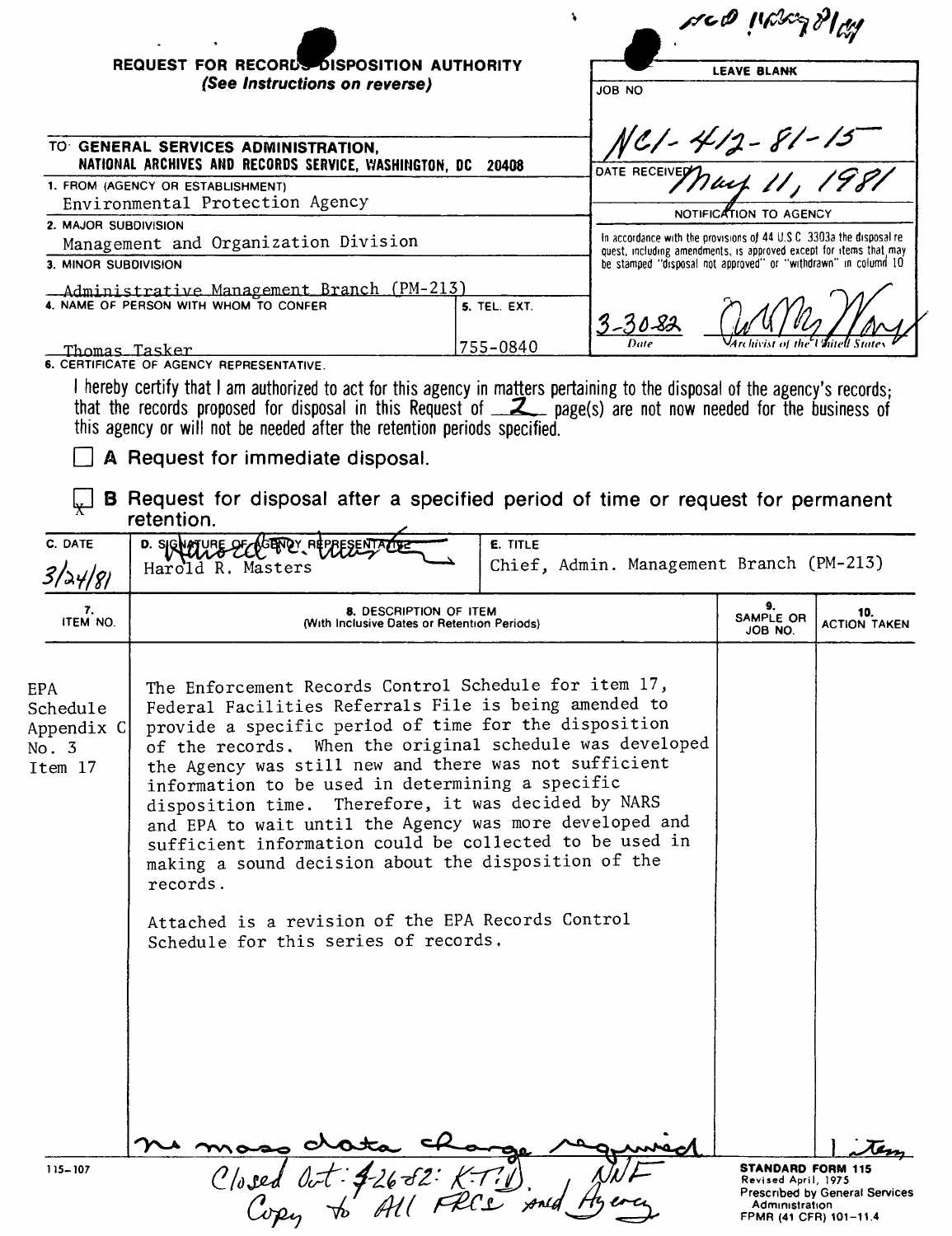NCD 11May81 cy

**REQUEST FOR RECORDS DISPOSITION AUTHORITY**
*(See Instructions on reverse)*

| LEAVE BLANK |
|---|
| JOB NO |
| NC1-412-81-15 |
| DATE RECEIVED May 11, 1981 |
| NOTIFICATION TO AGENCY |
| In accordance with the provisions of 44 U.S.C. 3303a the disposal request, including amendments, is approved except for items that may be stamped "disposal not approved" or "withdrawn" in column 10 |
| 3-30-82 (Date) — [signature] Archivist of the United States |

TO: **GENERAL SERVICES ADMINISTRATION, NATIONAL ARCHIVES AND RECORDS SERVICE, WASHINGTON, DC 20408**

1. FROM (AGENCY OR ESTABLISHMENT)
Environmental Protection Agency

2. MAJOR SUBDIVISION
Management and Organization Division

3. MINOR SUBDIVISION
Administrative Management Branch (PM-213)

4. NAME OF PERSON WITH WHOM TO CONFER
Thomas Tasker

5. TEL. EXT.
755-0840

6. CERTIFICATE OF AGENCY REPRESENTATIVE.

I hereby certify that I am authorized to act for this agency in matters pertaining to the disposal of the agency's records; that the records proposed for disposal in this Request of 2 page(s) are not now needed for the business of this agency or will not be needed after the retention periods specified.

☐ **A** Request for immediate disposal.

☒ **B** Request for disposal after a specified period of time or request for permanent retention.

| C. DATE | D. SIGNATURE OF AGENCY REPRESENTATIVE | E. TITLE |
|---|---|---|
| 3/24/81 | Harold R. Masters | Chief, Admin. Management Branch (PM-213) |

| 7. ITEM NO. | 8. DESCRIPTION OF ITEM (With Inclusive Dates or Retention Periods) | 9. SAMPLE OR JOB NO. | 10. ACTION TAKEN |
|---|---|---|---|
| EPA Schedule Appendix C No. 3 Item 17 | The Enforcement Records Control Schedule for item 17, Federal Facilities Referrals File is being amended to provide a specific period of time for the disposition of the records. When the original schedule was developed the Agency was still new and there was not sufficient information to be used in determining a specific disposition time. Therefore, it was decided by NARS and EPA to wait until the Agency was more developed and sufficient information could be collected to be used in making a sound decision about the disposition of the records.<br><br>Attached is a revision of the EPA Records Control Schedule for this series of records. | | |

no mass data change required — 1 item

Closed Out: 4-26-82: K.T.V. NNF
Copy to All FRCs and Agency

115-107

**STANDARD FORM 115**
Revised April, 1975
Prescribed by General Services Administration
FPMR (41 CFR) 101-11.4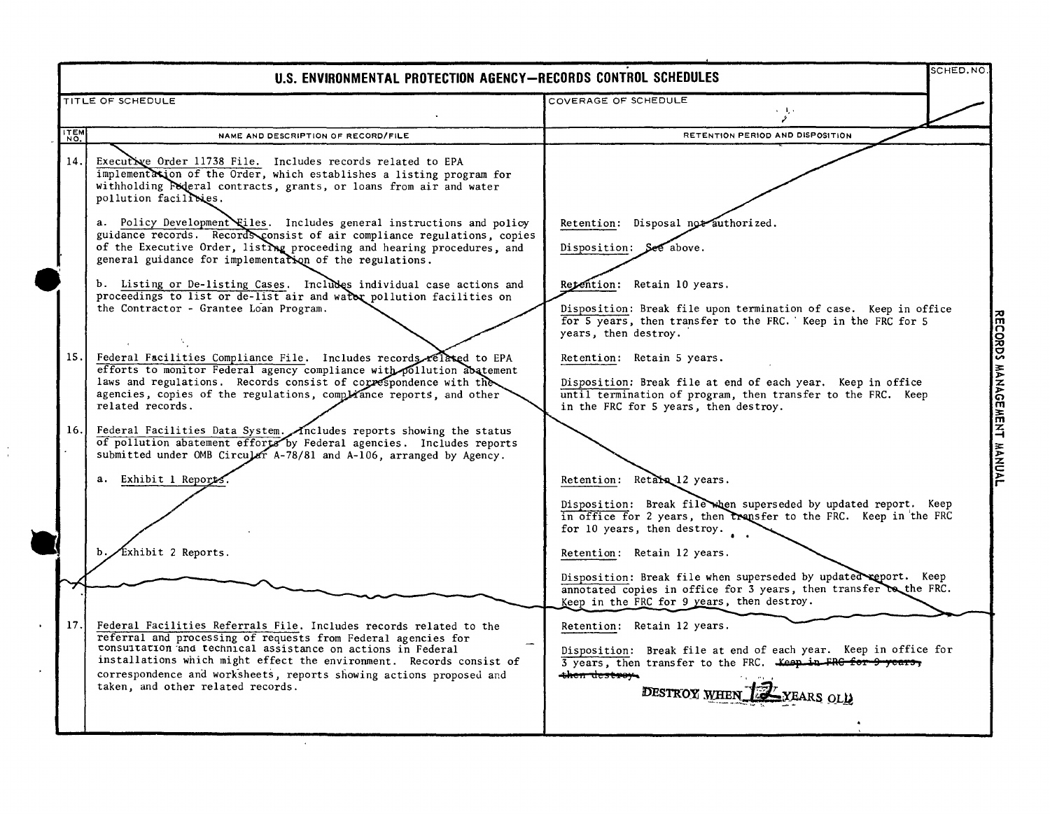# U.S. ENVIRONMENTAL PROTECTION AGENCY—RECORDS CONTROL SCHEDULES

| TITLE OF SCHEDULE | COVERAGE OF SCHEDULE | SCHED. NO. |
|---|---|---|
| | | |

| ITEM NO. | NAME AND DESCRIPTION OF RECORD/FILE | RETENTION PERIOD AND DISPOSITION |
|---|---|---|
| 14. | Executive Order 11738 File. Includes records related to EPA implementation of the Order, which establishes a listing program for withholding Federal contracts, grants, or loans from air and water pollution facilities. | |
| | a. Policy Development Files. Includes general instructions and policy guidance records. Records consist of air compliance regulations, copies of the Executive Order, listing proceeding and hearing procedures, and general guidance for implementation of the regulations. | Retention: Disposal not authorized.<br><br>Disposition: See above. |
| | b. Listing or De-listing Cases. Includes individual case actions and proceedings to list or de-list air and water pollution facilities on the Contractor - Grantee Loan Program. | Retention: Retain 10 years.<br><br>Disposition: Break file upon termination of case. Keep in office for 5 years, then transfer to the FRC. Keep in the FRC for 5 years, then destroy. |
| 15. | Federal Facilities Compliance File. Includes records related to EPA efforts to monitor Federal agency compliance with pollution abatement laws and regulations. Records consist of correspondence with the agencies, copies of the regulations, compliance reports, and other related records. | Retention: Retain 5 years.<br><br>Disposition: Break file at end of each year. Keep in office until termination of program, then transfer to the FRC. Keep in the FRC for 5 years, then destroy. |
| 16. | Federal Facilities Data System. Includes reports showing the status of pollution abatement efforts by Federal agencies. Includes reports submitted under OMB Circular A-78/81 and A-106, arranged by Agency. | |
| | a. Exhibit 1 Reports. | Retention: Retain 12 years.<br><br>Disposition: Break file when superseded by updated report. Keep in office for 2 years, then transfer to the FRC. Keep in the FRC for 10 years, then destroy. |
| | b. Exhibit 2 Reports. | Retention: Retain 12 years.<br><br>Disposition: Break file when superseded by updated report. Keep annotated copies in office for 3 years, then transfer to the FRC. Keep in the FRC for 9 years, then destroy. |
| 17. | Federal Facilities Referrals File. Includes records related to the referral and processing of requests from Federal agencies for consultation and technical assistance on actions in Federal installations which might effect the environment. Records consist of correspondence and worksheets, reports showing actions proposed and taken, and other related records. | Retention: Retain 12 years.<br><br>Disposition: Break file at end of each year. Keep in office for 3 years, then transfer to the FRC. ~~Keep in FRC for 9 years, then destroy.~~<br><br>DESTROY WHEN 12 YEARS OLD |

RECORDS MANAGEMENT MANUAL